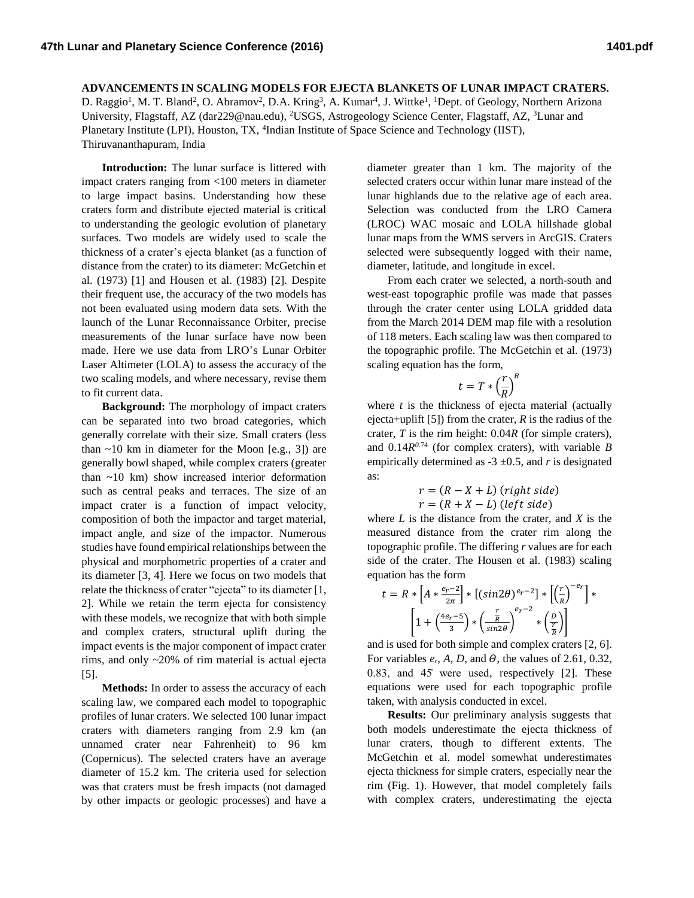# ADVANCEMENTS IN SCALING MODELS FOR EJECTA BLANKETS OF LUNAR IMPACT CRATERS.

D. Raggio[1], M. T. Bland[2], O. Abramov[2], D.A. Kring[3], A. Kumar[4], J. Wittke[1], [1]Dept. of Geology, Northern Arizona University, Flagstaff, AZ (dar229@nau.edu), [2]USGS, Astrogeology Science Center, Flagstaff, AZ, [3]Lunar and Planetary Institute (LPI), Houston, TX, [4]Indian Institute of Space Science and Technology (IIST), Thiruvananthapuram, India

**Introduction:** The lunar surface is littered with impact craters ranging from <100 meters in diameter to large impact basins. Understanding how these craters form and distribute ejected material is critical to understanding the geologic evolution of planetary surfaces. Two models are widely used to scale the thickness of a crater's ejecta blanket (as a function of distance from the crater) to its diameter: McGetchin et al. (1973) [1] and Housen et al. (1983) [2]. Despite their frequent use, the accuracy of the two models has not been evaluated using modern data sets. With the launch of the Lunar Reconnaissance Orbiter, precise measurements of the lunar surface have now been made. Here we use data from LRO's Lunar Orbiter Laser Altimeter (LOLA) to assess the accuracy of the two scaling models, and where necessary, revise them to fit current data.

**Background:** The morphology of impact craters can be separated into two broad categories, which generally correlate with their size. Small craters (less than ~10 km in diameter for the Moon [e.g., 3]) are generally bowl shaped, while complex craters (greater than ~10 km) show increased interior deformation such as central peaks and terraces. The size of an impact crater is a function of impact velocity, composition of both the impactor and target material, impact angle, and size of the impactor. Numerous studies have found empirical relationships between the physical and morphometric properties of a crater and its diameter [3, 4]. Here we focus on two models that relate the thickness of crater "ejecta" to its diameter [1, 2]. While we retain the term ejecta for consistency with these models, we recognize that with both simple and complex craters, structural uplift during the impact events is the major component of impact crater rims, and only ~20% of rim material is actual ejecta [5].

**Methods:** In order to assess the accuracy of each scaling law, we compared each model to topographic profiles of lunar craters. We selected 100 lunar impact craters with diameters ranging from 2.9 km (an unnamed crater near Fahrenheit) to 96 km (Copernicus). The selected craters have an average diameter of 15.2 km. The criteria used for selection was that craters must be fresh impacts (not damaged by other impacts or geologic processes) and have a diameter greater than 1 km. The majority of the selected craters occur within lunar mare instead of the lunar highlands due to the relative age of each area. Selection was conducted from the LRO Camera (LROC) WAC mosaic and LOLA hillshade global lunar maps from the WMS servers in ArcGIS. Craters selected were subsequently logged with their name, diameter, latitude, and longitude in excel.

From each crater we selected, a north-south and west-east topographic profile was made that passes through the crater center using LOLA gridded data from the March 2014 DEM map file with a resolution of 118 meters. Each scaling law was then compared to the topographic profile. The McGetchin et al. (1973) scaling equation has the form,

$$t = T * \left(\frac{r}{R}\right)^{B}$$

where $t$ is the thickness of ejecta material (actually ejecta+uplift [5]) from the crater, $R$ is the radius of the crater, $T$ is the rim height: $0.04R$ (for simple craters), and $0.14R^{0.74}$ (for complex craters), with variable $B$ empirically determined as $-3 \pm 0.5$, and $r$ is designated as:

$$r = (R - X + L)\ (right\ side)$$
$$r = (R + X - L)\ (left\ side)$$

where $L$ is the distance from the crater, and $X$ is the measured distance from the crater rim along the topographic profile. The differing $r$ values are for each side of the crater. The Housen et al. (1983) scaling equation has the form

$$t = R * \left[A * \frac{e_r - 2}{2\pi}\right] * \left[(\sin 2\theta)^{e_r - 2}\right] * \left[\left(\frac{r}{R}\right)^{-e_r}\right] * \left[1 + \left(\frac{4e_r - 5}{3}\right) * \left(\frac{\frac{r}{R}}{\sin 2\theta}\right)^{e_r - 2} * \left(\frac{D}{\frac{r}{R}}\right)\right]$$

and is used for both simple and complex craters [2, 6]. For variables $e_r$, $A$, $D$, and $\Theta$, the values of 2.61, 0.32, 0.83, and 45° were used, respectively [2]. These equations were used for each topographic profile taken, with analysis conducted in excel.

**Results:** Our preliminary analysis suggests that both models underestimate the ejecta thickness of lunar craters, though to different extents. The McGetchin et al. model somewhat underestimates ejecta thickness for simple craters, especially near the rim (Fig. 1). However, that model completely fails with complex craters, underestimating the ejecta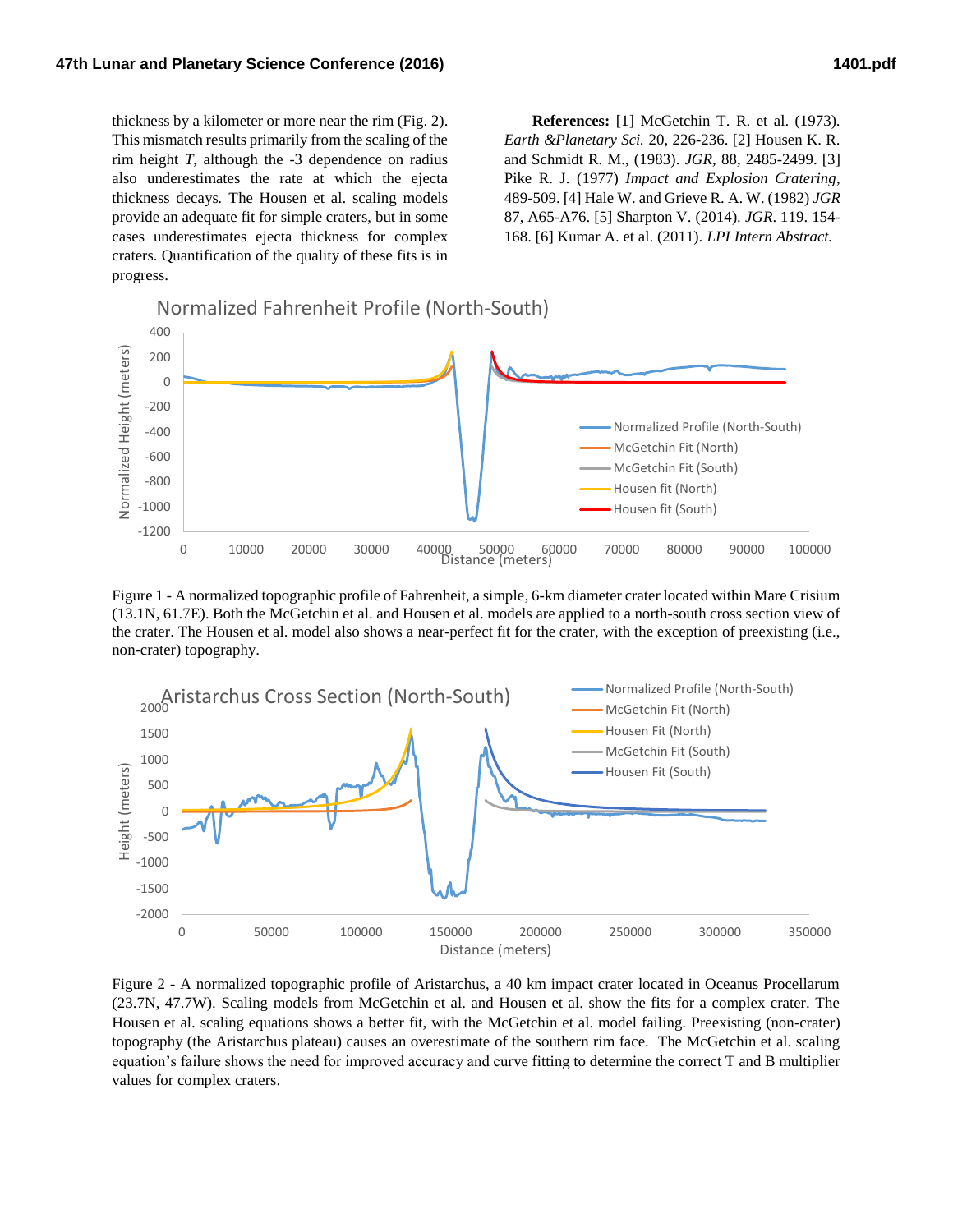thickness by a kilometer or more near the rim (Fig. 2). This mismatch results primarily from the scaling of the rim height *T*, although the -3 dependence on radius also underestimates the rate at which the ejecta thickness decays. The Housen et al. scaling models provide an adequate fit for simple craters, but in some cases underestimates ejecta thickness for complex craters. Quantification of the quality of these fits is in progress.

**References:** [1] McGetchin T. R. et al. (1973). *Earth &Planetary Sci.* 20, 226-236. [2] Housen K. R. and Schmidt R. M., (1983). *JGR*, 88, 2485-2499. [3] Pike R. J. (1977) *Impact and Explosion Cratering*, 489-509. [4] Hale W. and Grieve R. A. W. (1982) *JGR* 87, A65-A76. [5] Sharpton V. (2014). *JGR*. 119. 154-168. [6] Kumar A. et al. (2011). *LPI Intern Abstract.*

Normalized Fahrenheit Profile (North-South)

Normalized Height (meters)

400
200
0
-200
-400
-600
-800
-1000
-1200

0 10000 20000 30000 40000 50000 60000 70000 80000 90000 100000

Distance (meters)

Normalized Profile (North-South)
McGetchin Fit (North)
McGetchin Fit (South)
Housen fit (North)
Housen fit (South)

Figure 1 - A normalized topographic profile of Fahrenheit, a simple, 6-km diameter crater located within Mare Crisium (13.1N, 61.7E). Both the McGetchin et al. and Housen et al. models are applied to a north-south cross section view of the crater. The Housen et al. model also shows a near-perfect fit for the crater, with the exception of preexisting (i.e., non-crater) topography.

Aristarchus Cross Section (North-South)

Height (meters)

2000
1500
1000
500
0
-500
-1000
-1500
-2000

0 50000 100000 150000 200000 250000 300000 350000

Distance (meters)

Normalized Profile (North-South)
McGetchin Fit (North)
Housen Fit (North)
McGetchin Fit (South)
Housen Fit (South)

Figure 2 - A normalized topographic profile of Aristarchus, a 40 km impact crater located in Oceanus Procellarum (23.7N, 47.7W). Scaling models from McGetchin et al. and Housen et al. show the fits for a complex crater. The Housen et al. scaling equations shows a better fit, with the McGetchin et al. model failing. Preexisting (non-crater) topography (the Aristarchus plateau) causes an overestimate of the southern rim face. The McGetchin et al. scaling equation's failure shows the need for improved accuracy and curve fitting to determine the correct T and B multiplier values for complex craters.